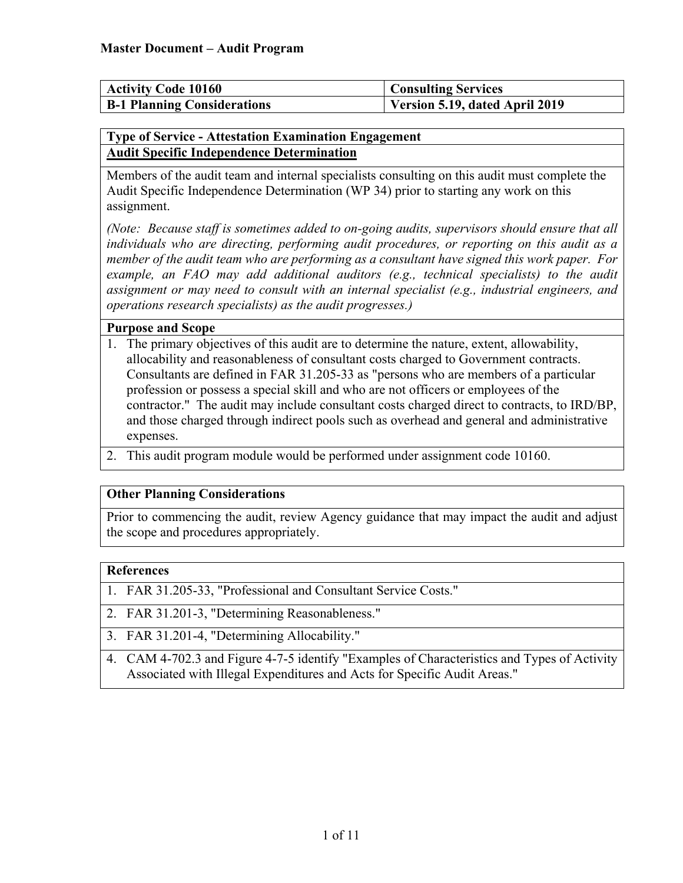**Master Document – Audit Program**

| **Activity Code 10160** | **Consulting Services** |
|---|---|
| **B-1 Planning Considerations** | **Version 5.19, dated April 2019** |

**Type of Service - Attestation Examination Engagement**

**<u>Audit Specific Independence Determination</u>**

Members of the audit team and internal specialists consulting on this audit must complete the Audit Specific Independence Determination (WP 34) prior to starting any work on this assignment.

*(Note: Because staff is sometimes added to on-going audits, supervisors should ensure that all individuals who are directing, performing audit procedures, or reporting on this audit as a member of the audit team who are performing as a consultant have signed this work paper. For example, an FAO may add additional auditors (e.g., technical specialists) to the audit assignment or may need to consult with an internal specialist (e.g., industrial engineers, and operations research specialists) as the audit progresses.)*

**Purpose and Scope**

1. The primary objectives of this audit are to determine the nature, extent, allowability, allocability and reasonableness of consultant costs charged to Government contracts. Consultants are defined in FAR 31.205-33 as "persons who are members of a particular profession or possess a special skill and who are not officers or employees of the contractor." The audit may include consultant costs charged direct to contracts, to IRD/BP, and those charged through indirect pools such as overhead and general and administrative expenses.
2. This audit program module would be performed under assignment code 10160.

**Other Planning Considerations**

Prior to commencing the audit, review Agency guidance that may impact the audit and adjust the scope and procedures appropriately.

**References**

1. FAR 31.205-33, "Professional and Consultant Service Costs."
2. FAR 31.201-3, "Determining Reasonableness."
3. FAR 31.201-4, "Determining Allocability."
4. CAM 4-702.3 and Figure 4-7-5 identify "Examples of Characteristics and Types of Activity Associated with Illegal Expenditures and Acts for Specific Audit Areas."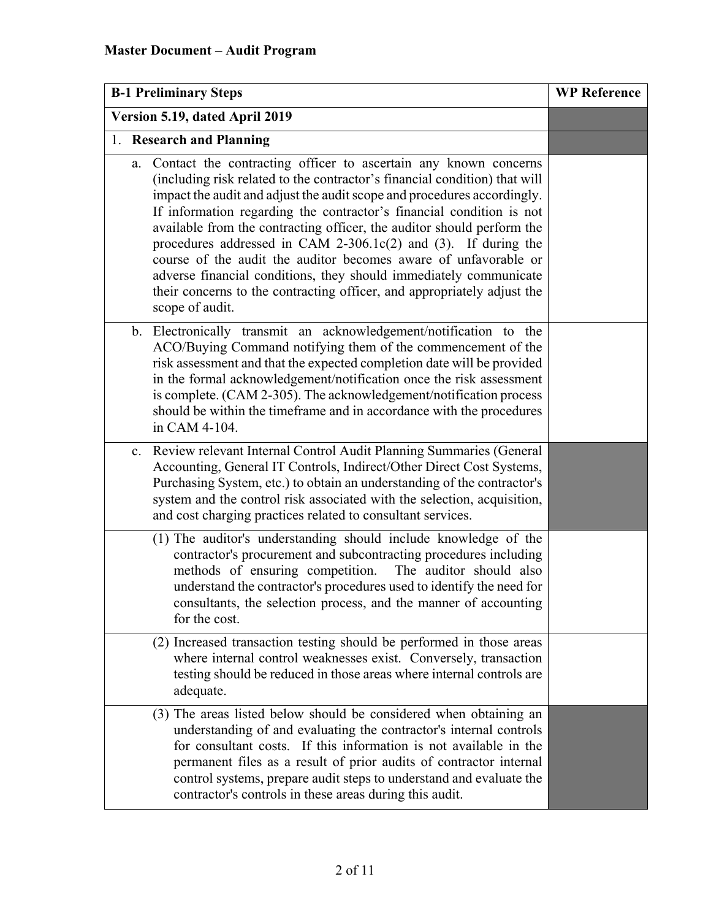**Master Document – Audit Program**

| B-1 Preliminary Steps | WP Reference |
|---|---|
| **Version 5.19, dated April 2019** | |
| 1. **Research and Planning** | |
| a. Contact the contracting officer to ascertain any known concerns (including risk related to the contractor's financial condition) that will impact the audit and adjust the audit scope and procedures accordingly. If information regarding the contractor's financial condition is not available from the contracting officer, the auditor should perform the procedures addressed in CAM 2-306.1c(2) and (3). If during the course of the audit the auditor becomes aware of unfavorable or adverse financial conditions, they should immediately communicate their concerns to the contracting officer, and appropriately adjust the scope of audit. | |
| b. Electronically transmit an acknowledgement/notification to the ACO/Buying Command notifying them of the commencement of the risk assessment and that the expected completion date will be provided in the formal acknowledgement/notification once the risk assessment is complete. (CAM 2-305). The acknowledgement/notification process should be within the timeframe and in accordance with the procedures in CAM 4-104. | |
| c. Review relevant Internal Control Audit Planning Summaries (General Accounting, General IT Controls, Indirect/Other Direct Cost Systems, Purchasing System, etc.) to obtain an understanding of the contractor's system and the control risk associated with the selection, acquisition, and cost charging practices related to consultant services. | |
| (1) The auditor's understanding should include knowledge of the contractor's procurement and subcontracting procedures including methods of ensuring competition. The auditor should also understand the contractor's procedures used to identify the need for consultants, the selection process, and the manner of accounting for the cost. | |
| (2) Increased transaction testing should be performed in those areas where internal control weaknesses exist. Conversely, transaction testing should be reduced in those areas where internal controls are adequate. | |
| (3) The areas listed below should be considered when obtaining an understanding of and evaluating the contractor's internal controls for consultant costs. If this information is not available in the permanent files as a result of prior audits of contractor internal control systems, prepare audit steps to understand and evaluate the contractor's controls in these areas during this audit. | |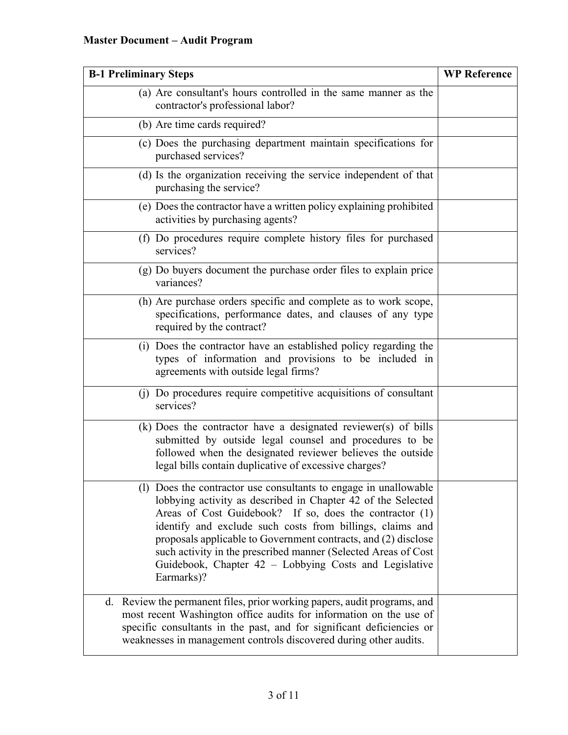**Master Document – Audit Program**

| B-1 Preliminary Steps | WP Reference |
|---|---|
| (a) Are consultant's hours controlled in the same manner as the contractor's professional labor? | |
| (b) Are time cards required? | |
| (c) Does the purchasing department maintain specifications for purchased services? | |
| (d) Is the organization receiving the service independent of that purchasing the service? | |
| (e) Does the contractor have a written policy explaining prohibited activities by purchasing agents? | |
| (f) Do procedures require complete history files for purchased services? | |
| (g) Do buyers document the purchase order files to explain price variances? | |
| (h) Are purchase orders specific and complete as to work scope, specifications, performance dates, and clauses of any type required by the contract? | |
| (i) Does the contractor have an established policy regarding the types of information and provisions to be included in agreements with outside legal firms? | |
| (j) Do procedures require competitive acquisitions of consultant services? | |
| (k) Does the contractor have a designated reviewer(s) of bills submitted by outside legal counsel and procedures to be followed when the designated reviewer believes the outside legal bills contain duplicative of excessive charges? | |
| (l) Does the contractor use consultants to engage in unallowable lobbying activity as described in Chapter 42 of the Selected Areas of Cost Guidebook? If so, does the contractor (1) identify and exclude such costs from billings, claims and proposals applicable to Government contracts, and (2) disclose such activity in the prescribed manner (Selected Areas of Cost Guidebook, Chapter 42 – Lobbying Costs and Legislative Earmarks)? | |
| d. Review the permanent files, prior working papers, audit programs, and most recent Washington office audits for information on the use of specific consultants in the past, and for significant deficiencies or weaknesses in management controls discovered during other audits. | |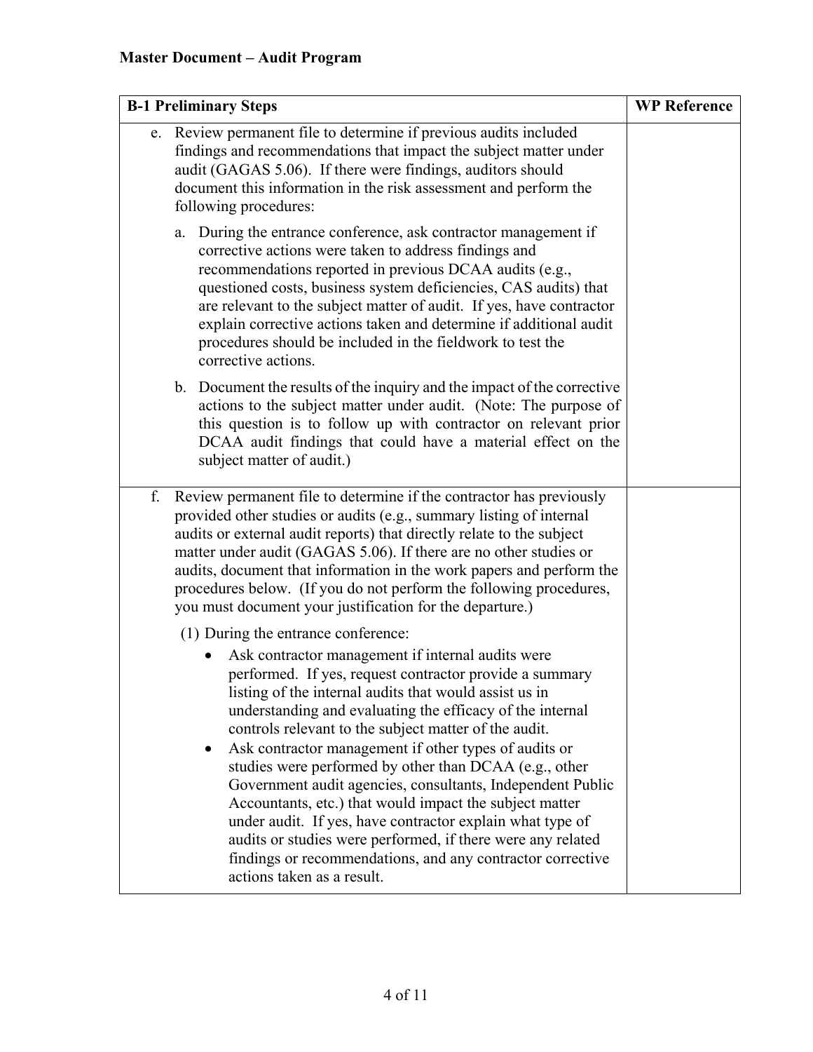## Master Document – Audit Program

| B-1 Preliminary Steps | WP Reference |
|---|---|
| e. Review permanent file to determine if previous audits included findings and recommendations that impact the subject matter under audit (GAGAS 5.06). If there were findings, auditors should document this information in the risk assessment and perform the following procedures:<br><br>a. During the entrance conference, ask contractor management if corrective actions were taken to address findings and recommendations reported in previous DCAA audits (e.g., questioned costs, business system deficiencies, CAS audits) that are relevant to the subject matter of audit. If yes, have contractor explain corrective actions taken and determine if additional audit procedures should be included in the fieldwork to test the corrective actions.<br><br>b. Document the results of the inquiry and the impact of the corrective actions to the subject matter under audit. (Note: The purpose of this question is to follow up with contractor on relevant prior DCAA audit findings that could have a material effect on the subject matter of audit.) | |
| f. Review permanent file to determine if the contractor has previously provided other studies or audits (e.g., summary listing of internal audits or external audit reports) that directly relate to the subject matter under audit (GAGAS 5.06). If there are no other studies or audits, document that information in the work papers and perform the procedures below. (If you do not perform the following procedures, you must document your justification for the departure.)<br><br>(1) During the entrance conference:<br>• Ask contractor management if internal audits were performed. If yes, request contractor provide a summary listing of the internal audits that would assist us in understanding and evaluating the efficacy of the internal controls relevant to the subject matter of the audit.<br>• Ask contractor management if other types of audits or studies were performed by other than DCAA (e.g., other Government audit agencies, consultants, Independent Public Accountants, etc.) that would impact the subject matter under audit. If yes, have contractor explain what type of audits or studies were performed, if there were any related findings or recommendations, and any contractor corrective actions taken as a result. | |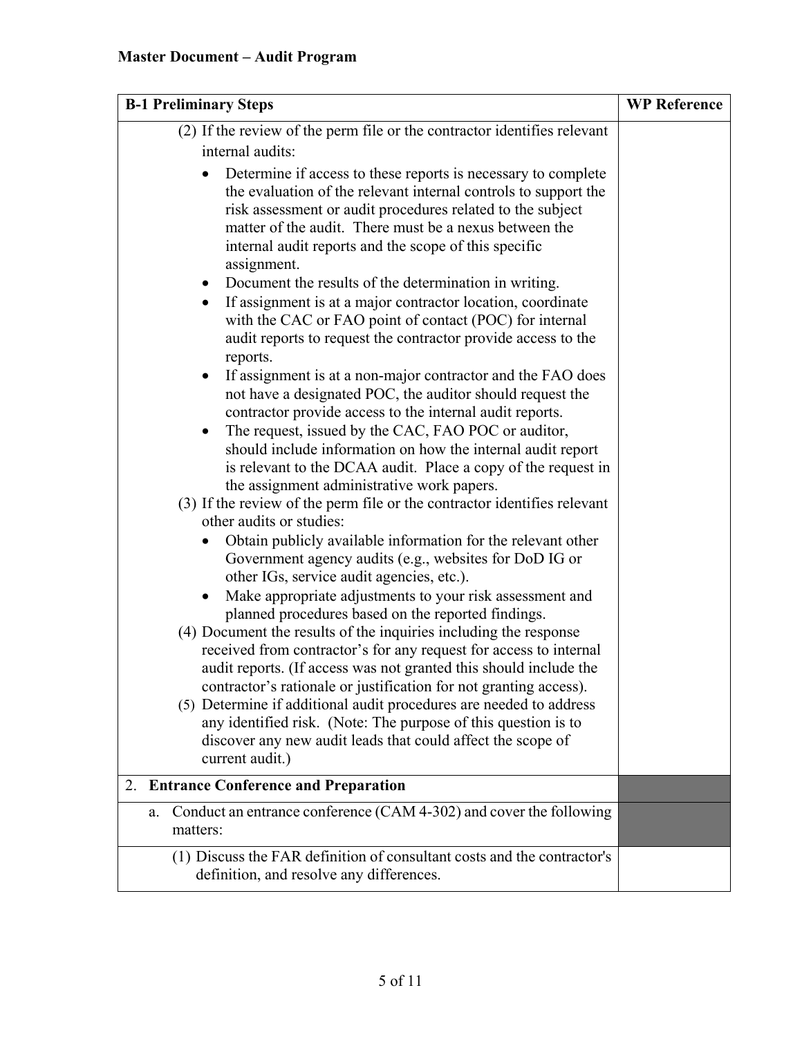**Master Document – Audit Program**

| B-1 Preliminary Steps | WP Reference |
|---|---|
| (2) If the review of the perm file or the contractor identifies relevant internal audits:<br>• Determine if access to these reports is necessary to complete the evaluation of the relevant internal controls to support the risk assessment or audit procedures related to the subject matter of the audit. There must be a nexus between the internal audit reports and the scope of this specific assignment.<br>• Document the results of the determination in writing.<br>• If assignment is at a major contractor location, coordinate with the CAC or FAO point of contact (POC) for internal audit reports to request the contractor provide access to the reports.<br>• If assignment is at a non-major contractor and the FAO does not have a designated POC, the auditor should request the contractor provide access to the internal audit reports.<br>• The request, issued by the CAC, FAO POC or auditor, should include information on how the internal audit report is relevant to the DCAA audit. Place a copy of the request in the assignment administrative work papers.<br>(3) If the review of the perm file or the contractor identifies relevant other audits or studies:<br>• Obtain publicly available information for the relevant other Government agency audits (e.g., websites for DoD IG or other IGs, service audit agencies, etc.).<br>• Make appropriate adjustments to your risk assessment and planned procedures based on the reported findings.<br>(4) Document the results of the inquiries including the response received from contractor's for any request for access to internal audit reports. (If access was not granted this should include the contractor's rationale or justification for not granting access).<br>(5) Determine if additional audit procedures are needed to address any identified risk. (Note: The purpose of this question is to discover any new audit leads that could affect the scope of current audit.) | |
| 2. **Entrance Conference and Preparation** | |
| a. Conduct an entrance conference (CAM 4-302) and cover the following matters: | |
| (1) Discuss the FAR definition of consultant costs and the contractor's definition, and resolve any differences. | |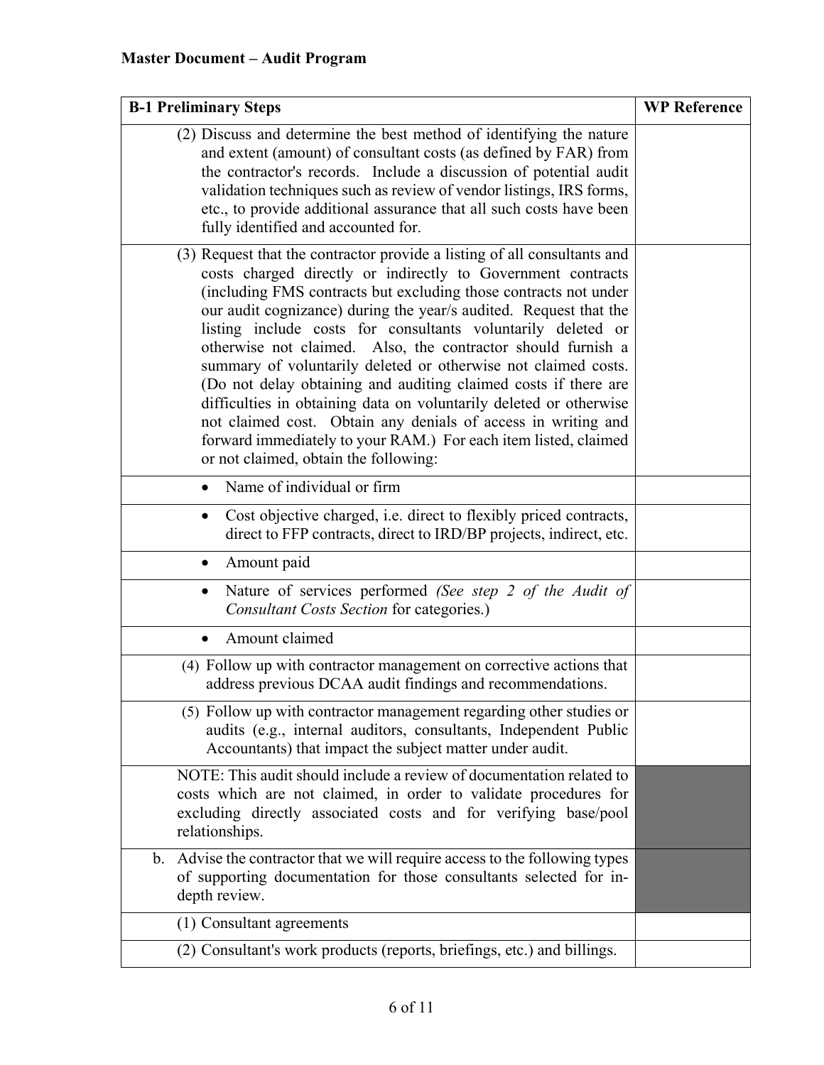**Master Document – Audit Program**

| B-1 Preliminary Steps | WP Reference |
|---|---|
| (2) Discuss and determine the best method of identifying the nature and extent (amount) of consultant costs (as defined by FAR) from the contractor's records. Include a discussion of potential audit validation techniques such as review of vendor listings, IRS forms, etc., to provide additional assurance that all such costs have been fully identified and accounted for. | |
| (3) Request that the contractor provide a listing of all consultants and costs charged directly or indirectly to Government contracts (including FMS contracts but excluding those contracts not under our audit cognizance) during the year/s audited. Request that the listing include costs for consultants voluntarily deleted or otherwise not claimed. Also, the contractor should furnish a summary of voluntarily deleted or otherwise not claimed costs. (Do not delay obtaining and auditing claimed costs if there are difficulties in obtaining data on voluntarily deleted or otherwise not claimed cost. Obtain any denials of access in writing and forward immediately to your RAM.) For each item listed, claimed or not claimed, obtain the following: | |
| • Name of individual or firm | |
| • Cost objective charged, i.e. direct to flexibly priced contracts, direct to FFP contracts, direct to IRD/BP projects, indirect, etc. | |
| • Amount paid | |
| • Nature of services performed *(See step 2 of the Audit of Consultant Costs Section* for categories.) | |
| • Amount claimed | |
| (4) Follow up with contractor management on corrective actions that address previous DCAA audit findings and recommendations. | |
| (5) Follow up with contractor management regarding other studies or audits (e.g., internal auditors, consultants, Independent Public Accountants) that impact the subject matter under audit. | |
| NOTE: This audit should include a review of documentation related to costs which are not claimed, in order to validate procedures for excluding directly associated costs and for verifying base/pool relationships. | |
| b. Advise the contractor that we will require access to the following types of supporting documentation for those consultants selected for in-depth review. | |
| (1) Consultant agreements | |
| (2) Consultant's work products (reports, briefings, etc.) and billings. | |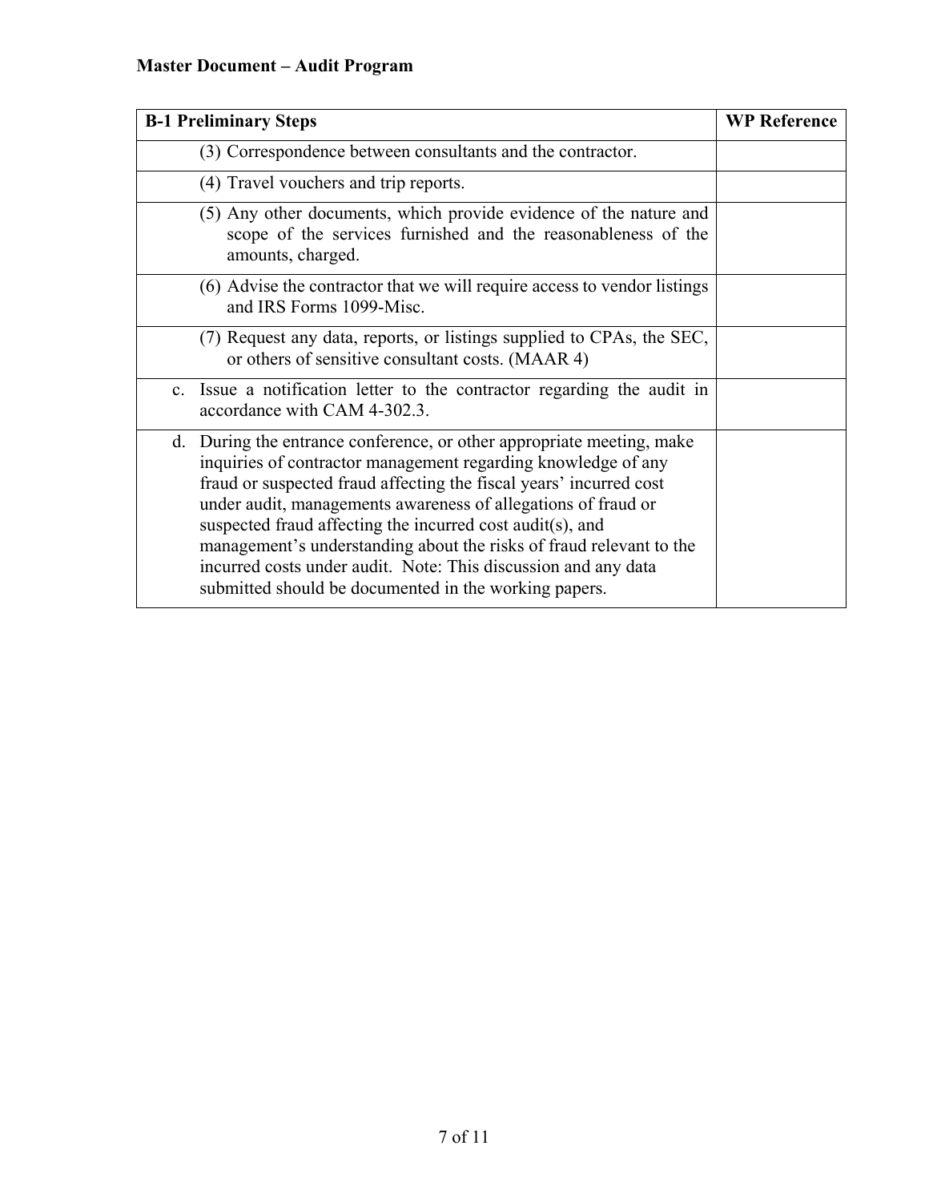**Master Document – Audit Program**

| B-1 Preliminary Steps | WP Reference |
|---|---|
| (3) Correspondence between consultants and the contractor. | |
| (4) Travel vouchers and trip reports. | |
| (5) Any other documents, which provide evidence of the nature and scope of the services furnished and the reasonableness of the amounts, charged. | |
| (6) Advise the contractor that we will require access to vendor listings and IRS Forms 1099-Misc. | |
| (7) Request any data, reports, or listings supplied to CPAs, the SEC, or others of sensitive consultant costs. (MAAR 4) | |
| c. Issue a notification letter to the contractor regarding the audit in accordance with CAM 4-302.3. | |
| d. During the entrance conference, or other appropriate meeting, make inquiries of contractor management regarding knowledge of any fraud or suspected fraud affecting the fiscal years' incurred cost under audit, managements awareness of allegations of fraud or suspected fraud affecting the incurred cost audit(s), and management's understanding about the risks of fraud relevant to the incurred costs under audit. Note: This discussion and any data submitted should be documented in the working papers. | |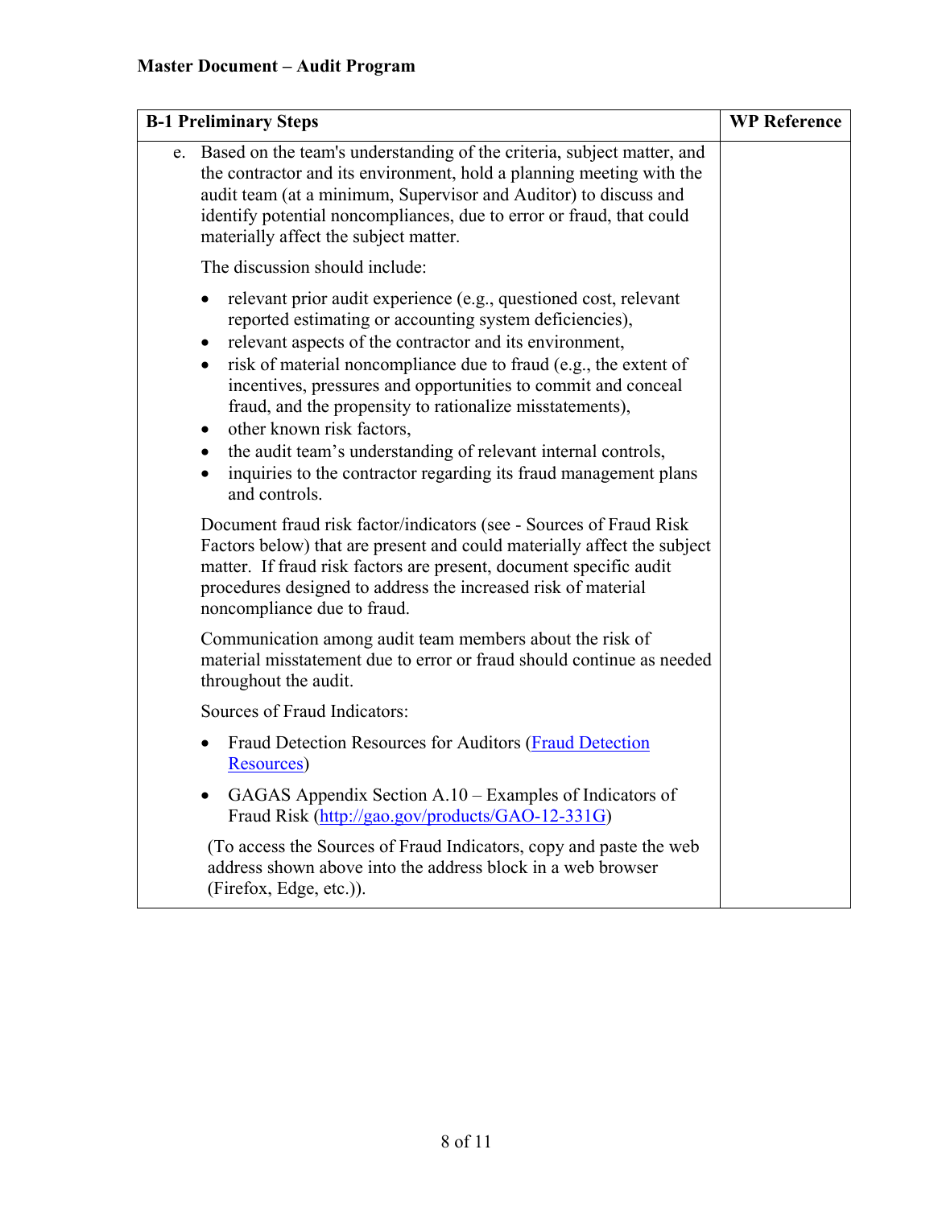**Master Document – Audit Program**

| B-1 Preliminary Steps | WP Reference |
|---|---|
| e. Based on the team's understanding of the criteria, subject matter, and the contractor and its environment, hold a planning meeting with the audit team (at a minimum, Supervisor and Auditor) to discuss and identify potential noncompliances, due to error or fraud, that could materially affect the subject matter.<br><br>The discussion should include:<br><br>• relevant prior audit experience (e.g., questioned cost, relevant reported estimating or accounting system deficiencies),<br>• relevant aspects of the contractor and its environment,<br>• risk of material noncompliance due to fraud (e.g., the extent of incentives, pressures and opportunities to commit and conceal fraud, and the propensity to rationalize misstatements),<br>• other known risk factors,<br>• the audit team's understanding of relevant internal controls,<br>• inquiries to the contractor regarding its fraud management plans and controls.<br><br>Document fraud risk factor/indicators (see - Sources of Fraud Risk Factors below) that are present and could materially affect the subject matter. If fraud risk factors are present, document specific audit procedures designed to address the increased risk of material noncompliance due to fraud.<br><br>Communication among audit team members about the risk of material misstatement due to error or fraud should continue as needed throughout the audit.<br><br>Sources of Fraud Indicators:<br><br>• Fraud Detection Resources for Auditors (Fraud Detection Resources)<br><br>• GAGAS Appendix Section A.10 – Examples of Indicators of Fraud Risk (http://gao.gov/products/GAO-12-331G)<br><br>(To access the Sources of Fraud Indicators, copy and paste the web address shown above into the address block in a web browser (Firefox, Edge, etc.)). | |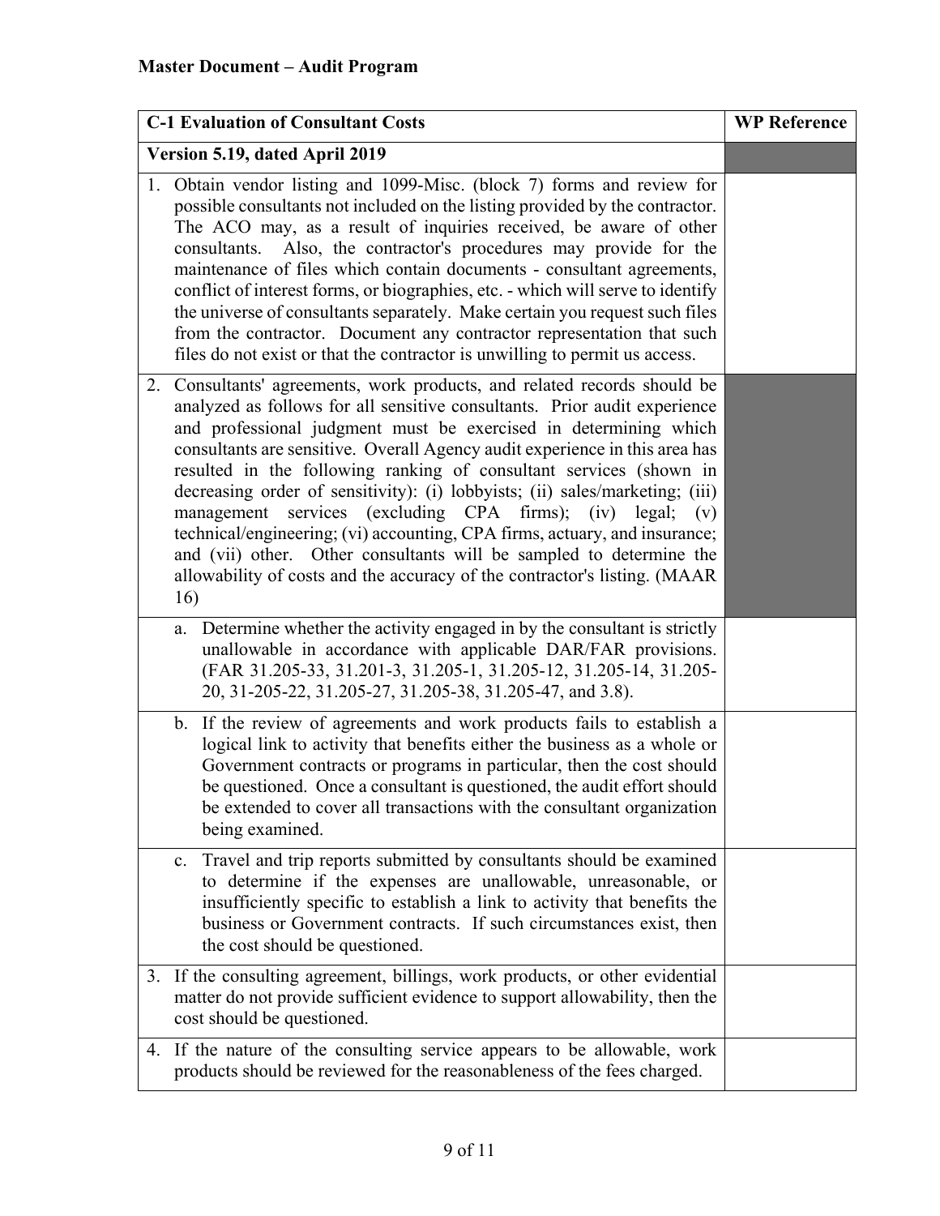**Master Document – Audit Program**

| C-1 Evaluation of Consultant Costs | WP Reference |
|---|---|
| **Version 5.19, dated April 2019** | |
| 1. Obtain vendor listing and 1099-Misc. (block 7) forms and review for possible consultants not included on the listing provided by the contractor. The ACO may, as a result of inquiries received, be aware of other consultants. Also, the contractor's procedures may provide for the maintenance of files which contain documents - consultant agreements, conflict of interest forms, or biographies, etc. - which will serve to identify the universe of consultants separately. Make certain you request such files from the contractor. Document any contractor representation that such files do not exist or that the contractor is unwilling to permit us access. | |
| 2. Consultants' agreements, work products, and related records should be analyzed as follows for all sensitive consultants. Prior audit experience and professional judgment must be exercised in determining which consultants are sensitive. Overall Agency audit experience in this area has resulted in the following ranking of consultant services (shown in decreasing order of sensitivity): (i) lobbyists; (ii) sales/marketing; (iii) management services (excluding CPA firms); (iv) legal; (v) technical/engineering; (vi) accounting, CPA firms, actuary, and insurance; and (vii) other. Other consultants will be sampled to determine the allowability of costs and the accuracy of the contractor's listing. (MAAR 16) | |
| a. Determine whether the activity engaged in by the consultant is strictly unallowable in accordance with applicable DAR/FAR provisions. (FAR 31.205-33, 31.201-3, 31.205-1, 31.205-12, 31.205-14, 31.205-20, 31-205-22, 31.205-27, 31.205-38, 31.205-47, and 3.8). | |
| b. If the review of agreements and work products fails to establish a logical link to activity that benefits either the business as a whole or Government contracts or programs in particular, then the cost should be questioned. Once a consultant is questioned, the audit effort should be extended to cover all transactions with the consultant organization being examined. | |
| c. Travel and trip reports submitted by consultants should be examined to determine if the expenses are unallowable, unreasonable, or insufficiently specific to establish a link to activity that benefits the business or Government contracts. If such circumstances exist, then the cost should be questioned. | |
| 3. If the consulting agreement, billings, work products, or other evidential matter do not provide sufficient evidence to support allowability, then the cost should be questioned. | |
| 4. If the nature of the consulting service appears to be allowable, work products should be reviewed for the reasonableness of the fees charged. | |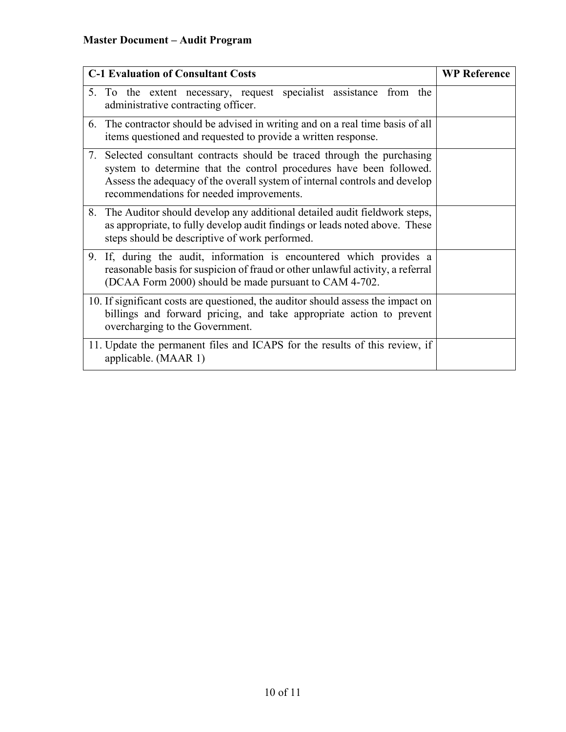**Master Document – Audit Program**

| C-1 Evaluation of Consultant Costs | WP Reference |
|---|---|
| 5. To the extent necessary, request specialist assistance from the administrative contracting officer. | |
| 6. The contractor should be advised in writing and on a real time basis of all items questioned and requested to provide a written response. | |
| 7. Selected consultant contracts should be traced through the purchasing system to determine that the control procedures have been followed. Assess the adequacy of the overall system of internal controls and develop recommendations for needed improvements. | |
| 8. The Auditor should develop any additional detailed audit fieldwork steps, as appropriate, to fully develop audit findings or leads noted above. These steps should be descriptive of work performed. | |
| 9. If, during the audit, information is encountered which provides a reasonable basis for suspicion of fraud or other unlawful activity, a referral (DCAA Form 2000) should be made pursuant to CAM 4-702. | |
| 10. If significant costs are questioned, the auditor should assess the impact on billings and forward pricing, and take appropriate action to prevent overcharging to the Government. | |
| 11. Update the permanent files and ICAPS for the results of this review, if applicable. (MAAR 1) | |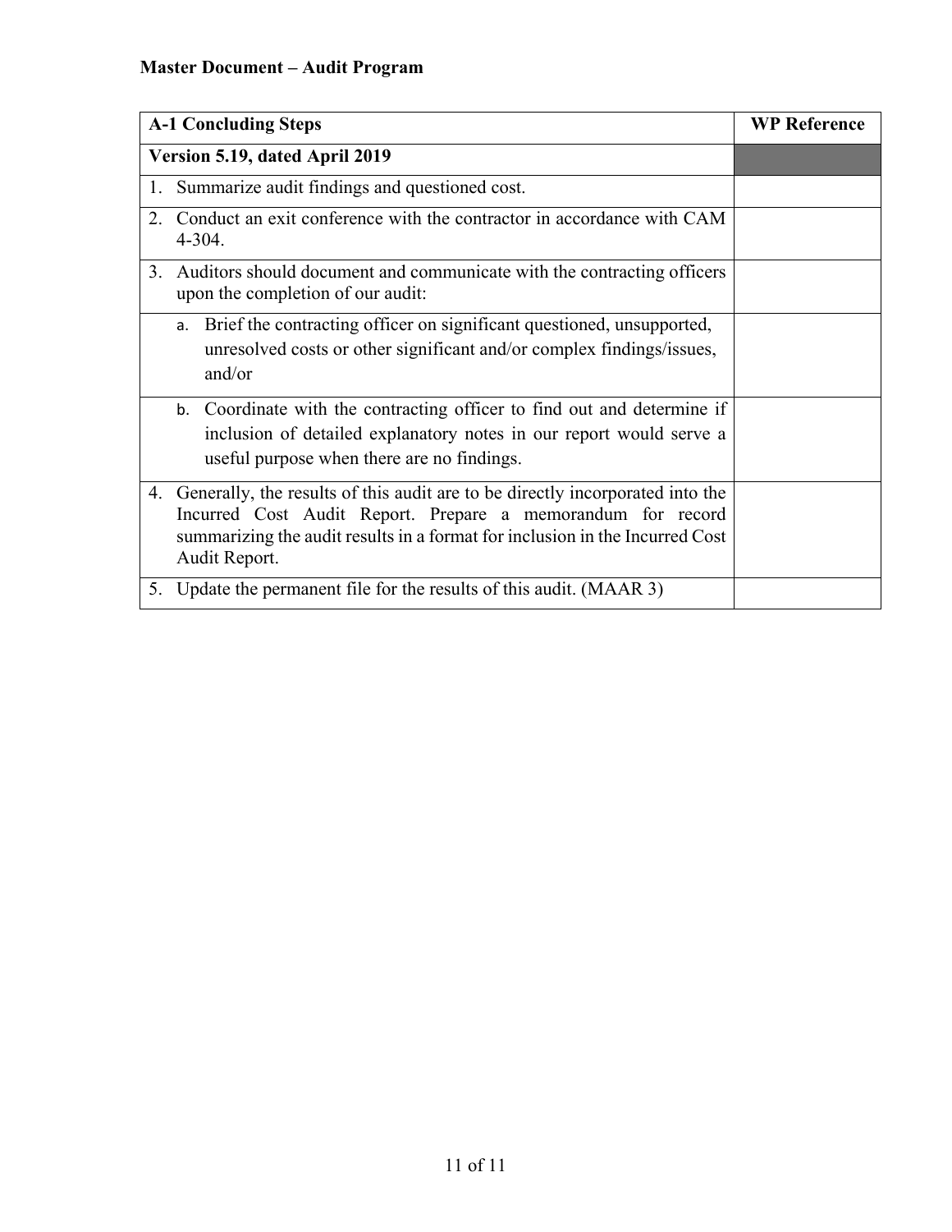**Master Document – Audit Program**

| A-1 Concluding Steps | WP Reference |
| --- | --- |
| **Version 5.19, dated April 2019** | |
| 1. Summarize audit findings and questioned cost. | |
| 2. Conduct an exit conference with the contractor in accordance with CAM 4-304. | |
| 3. Auditors should document and communicate with the contracting officers upon the completion of our audit: | |
| a. Brief the contracting officer on significant questioned, unsupported, unresolved costs or other significant and/or complex findings/issues, and/or | |
| b. Coordinate with the contracting officer to find out and determine if inclusion of detailed explanatory notes in our report would serve a useful purpose when there are no findings. | |
| 4. Generally, the results of this audit are to be directly incorporated into the Incurred Cost Audit Report. Prepare a memorandum for record summarizing the audit results in a format for inclusion in the Incurred Cost Audit Report. | |
| 5. Update the permanent file for the results of this audit. (MAAR 3) | |